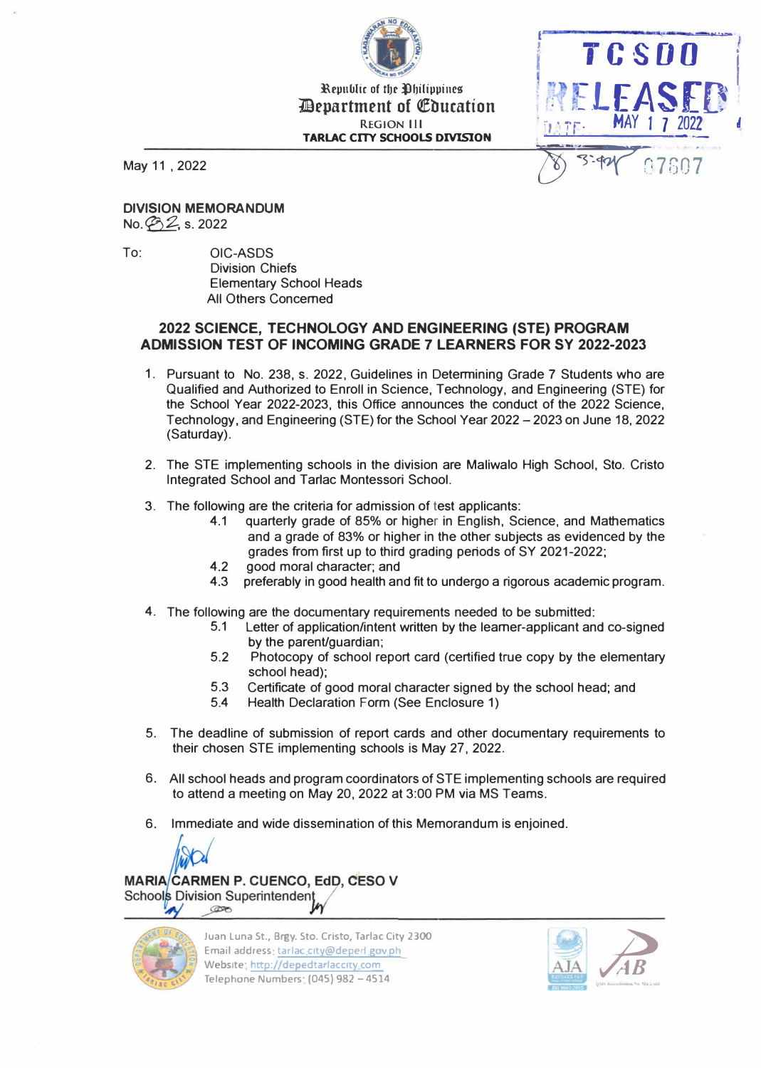Republic of the Philippines
Department of Education
REGION III
TARLAC CITY SCHOOLS DIVISION

TCSDO
RELEASED
DATE: MAY 17 2022
3:40 07607

May 11 , 2022

**DIVISION MEMORANDUM**
No. 232, s. 2022

To: OIC-ASDS
Division Chiefs
Elementary School Heads
All Others Concerned

## 2022 SCIENCE, TECHNOLOGY AND ENGINEERING (STE) PROGRAM ADMISSION TEST OF INCOMING GRADE 7 LEARNERS FOR SY 2022-2023

1. Pursuant to No. 238, s. 2022, Guidelines in Determining Grade 7 Students who are Qualified and Authorized to Enroll in Science, Technology, and Engineering (STE) for the School Year 2022-2023, this Office announces the conduct of the 2022 Science, Technology, and Engineering (STE) for the School Year 2022 – 2023 on June 18, 2022 (Saturday).

2. The STE implementing schools in the division are Maliwalo High School, Sto. Cristo Integrated School and Tarlac Montessori School.

3. The following are the criteria for admission of test applicants:
   - 4.1 quarterly grade of 85% or higher in English, Science, and Mathematics and a grade of 83% or higher in the other subjects as evidenced by the grades from first up to third grading periods of SY 2021-2022;
   - 4.2 good moral character; and
   - 4.3 preferably in good health and fit to undergo a rigorous academic program.

4. The following are the documentary requirements needed to be submitted:
   - 5.1 Letter of application/intent written by the learner-applicant and co-signed by the parent/guardian;
   - 5.2 Photocopy of school report card (certified true copy by the elementary school head);
   - 5.3 Certificate of good moral character signed by the school head; and
   - 5.4 Health Declaration Form (See Enclosure 1)

5. The deadline of submission of report cards and other documentary requirements to their chosen STE implementing schools is May 27, 2022.

6. All school heads and program coordinators of STE implementing schools are required to attend a meeting on May 20, 2022 at 3:00 PM via MS Teams.

6. Immediate and wide dissemination of this Memorandum is enjoined.

**MARIA CARMEN P. CUENCO, EdD, CESO V**
Schools Division Superintendent

Juan Luna St., Brgy. Sto. Cristo, Tarlac City 2300
Email address: tarlac.city@deped.gov.ph
Website: http://depedtarlaccity.com
Telephone Numbers: (045) 982 – 4514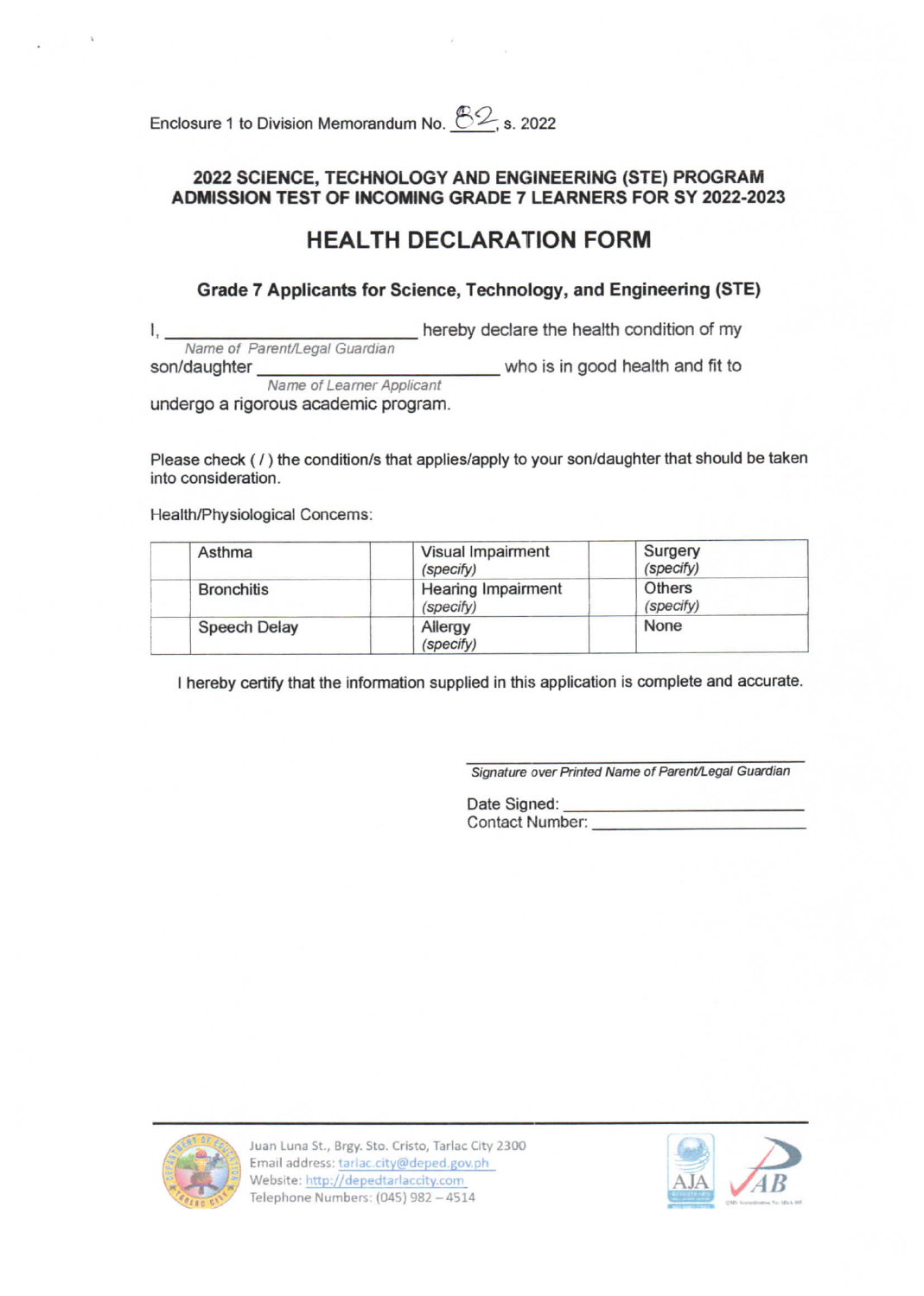Enclosure 1 to Division Memorandum No. 82, s. 2022

**2022 SCIENCE, TECHNOLOGY AND ENGINEERING (STE) PROGRAM ADMISSION TEST OF INCOMING GRADE 7 LEARNERS FOR SY 2022-2023**

# HEALTH DECLARATION FORM

### Grade 7 Applicants for Science, Technology, and Engineering (STE)

I, ____________________________ hereby declare the health condition of my
*Name of Parent/Legal Guardian*

son/daughter ____________________________ who is in good health and fit to
*Name of Learner Applicant*

undergo a rigorous academic program.

Please check ( / ) the condition/s that applies/apply to your son/daughter that should be taken into consideration.

Health/Physiological Concerns:

| | | | | | |
|---|---|---|---|---|---|
| | Asthma | | Visual Impairment *(specify)* | | Surgery *(specify)* |
| | Bronchitis | | Hearing Impairment *(specify)* | | Others *(specify)* |
| | Speech Delay | | Allergy *(specify)* | | None |

I hereby certify that the information supplied in this application is complete and accurate.

____________________________
*Signature over Printed Name of Parent/Legal Guardian*

Date Signed: ____________________________
Contact Number: ____________________________

Juan Luna St., Brgy. Sto. Cristo, Tarlac City 2300
Email address: tarlac.city@deped.gov.ph
Website: http://depedtarlaccity.com
Telephone Numbers: (045) 982 – 4514